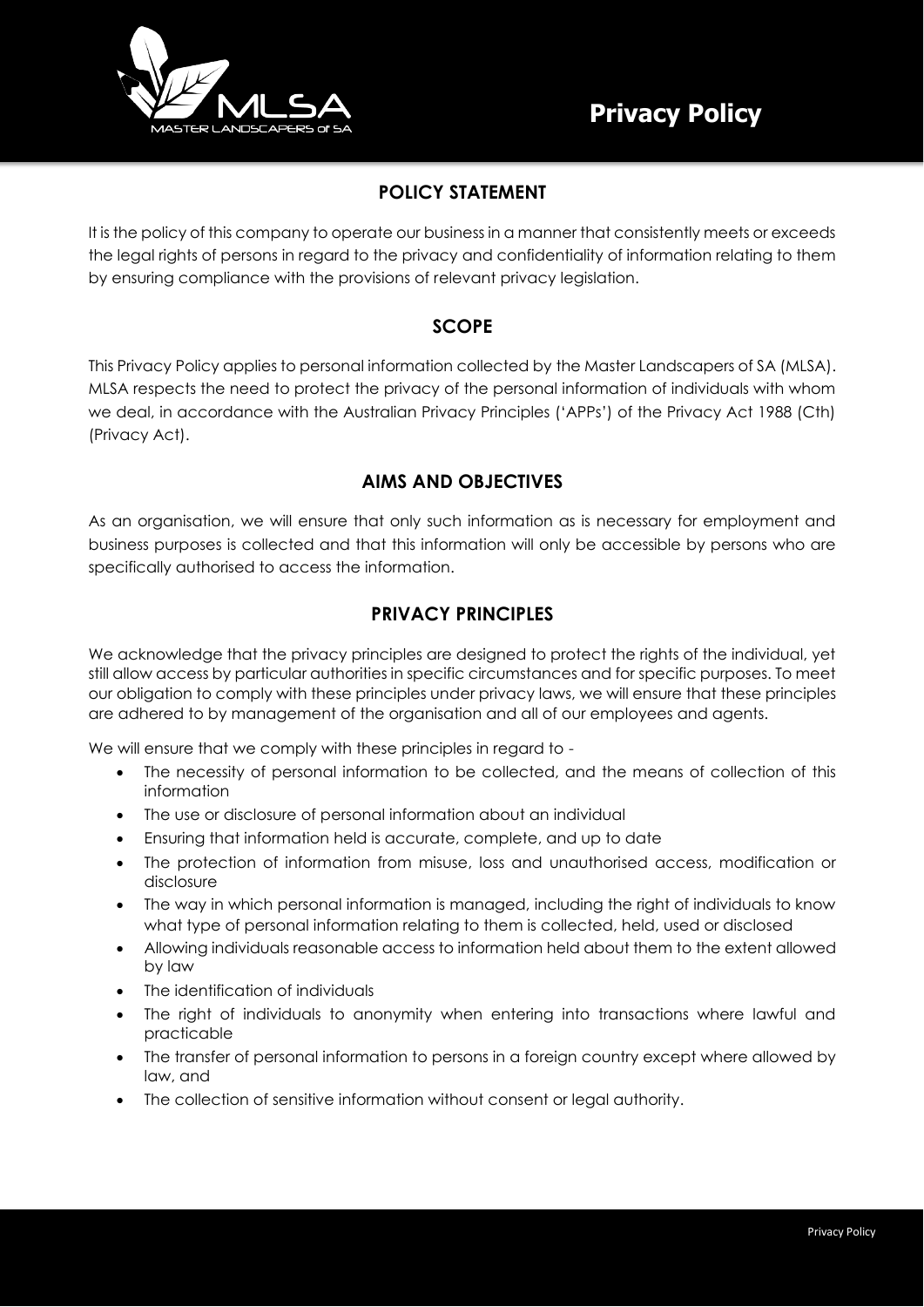# Privacy Policy

## POLICY STATEMENT

It is the policy of this company to operate our business in a manner that consistently meets or exceeds the legal rights of persons in regard to the privacy and confidentiality of information relating to them by ensuring compliance with the provisions of relevant privacy legislation.

## SCOPE

This Privacy Policy applies to personal information collected by the Master Landscapers of SA (MLSA). MLSA respects the need to protect the privacy of the personal information of individuals with whom we deal, in accordance with the Australian Privacy Principles ('APPs') of the Privacy Act 1988 (Cth) (Privacy Act).

## AIMS AND OBJECTIVES

As an organisation, we will ensure that only such information as is necessary for employment and business purposes is collected and that this information will only be accessible by persons who are specifically authorised to access the information.

## PRIVACY PRINCIPLES

We acknowledge that the privacy principles are designed to protect the rights of the individual, yet still allow access by particular authorities in specific circumstances and for specific purposes. To meet our obligation to comply with these principles under privacy laws, we will ensure that these principles are adhered to by management of the organisation and all of our employees and agents.

We will ensure that we comply with these principles in regard to -

- The necessity of personal information to be collected, and the means of collection of this information
- The use or disclosure of personal information about an individual
- Ensuring that information held is accurate, complete, and up to date
- The protection of information from misuse, loss and unauthorised access, modification or disclosure
- The way in which personal information is managed, including the right of individuals to know what type of personal information relating to them is collected, held, used or disclosed
- Allowing individuals reasonable access to information held about them to the extent allowed by law
- The identification of individuals
- The right of individuals to anonymity when entering into transactions where lawful and practicable
- The transfer of personal information to persons in a foreign country except where allowed by law, and
- The collection of sensitive information without consent or legal authority.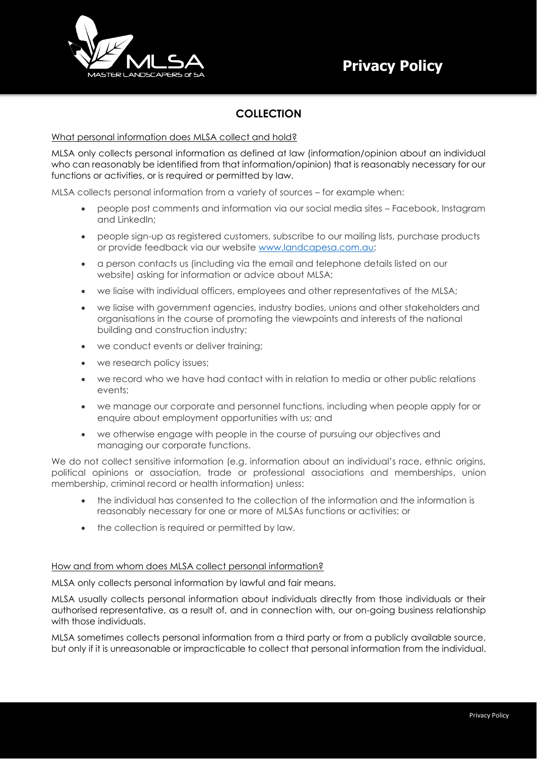## COLLECTION

What personal information does MLSA collect and hold?

MLSA only collects personal information as defined at law (information/opinion about an individual who can reasonably be identified from that information/opinion) that is reasonably necessary for our functions or activities, or is required or permitted by law.

MLSA collects personal information from a variety of sources – for example when:

- people post comments and information via our social media sites – Facebook, Instagram and LinkedIn;
- people sign-up as registered customers, subscribe to our mailing lists, purchase products or provide feedback via our website www.landcapesa.com.au;
- a person contacts us (including via the email and telephone details listed on our website) asking for information or advice about MLSA;
- we liaise with individual officers, employees and other representatives of the MLSA;
- we liaise with government agencies, industry bodies, unions and other stakeholders and organisations in the course of promoting the viewpoints and interests of the national building and construction industry;
- we conduct events or deliver training;
- we research policy issues;
- we record who we have had contact with in relation to media or other public relations events;
- we manage our corporate and personnel functions, including when people apply for or enquire about employment opportunities with us; and
- we otherwise engage with people in the course of pursuing our objectives and managing our corporate functions.

We do not collect sensitive information (e.g. information about an individual's race, ethnic origins, political opinions or association, trade or professional associations and memberships, union membership, criminal record or health information) unless:

- the individual has consented to the collection of the information and the information is reasonably necessary for one or more of MLSAs functions or activities; or
- the collection is required or permitted by law.

How and from whom does MLSA collect personal information?

MLSA only collects personal information by lawful and fair means.

MLSA usually collects personal information about individuals directly from those individuals or their authorised representative, as a result of, and in connection with, our on-going business relationship with those individuals.

MLSA sometimes collects personal information from a third party or from a publicly available source, but only if it is unreasonable or impracticable to collect that personal information from the individual.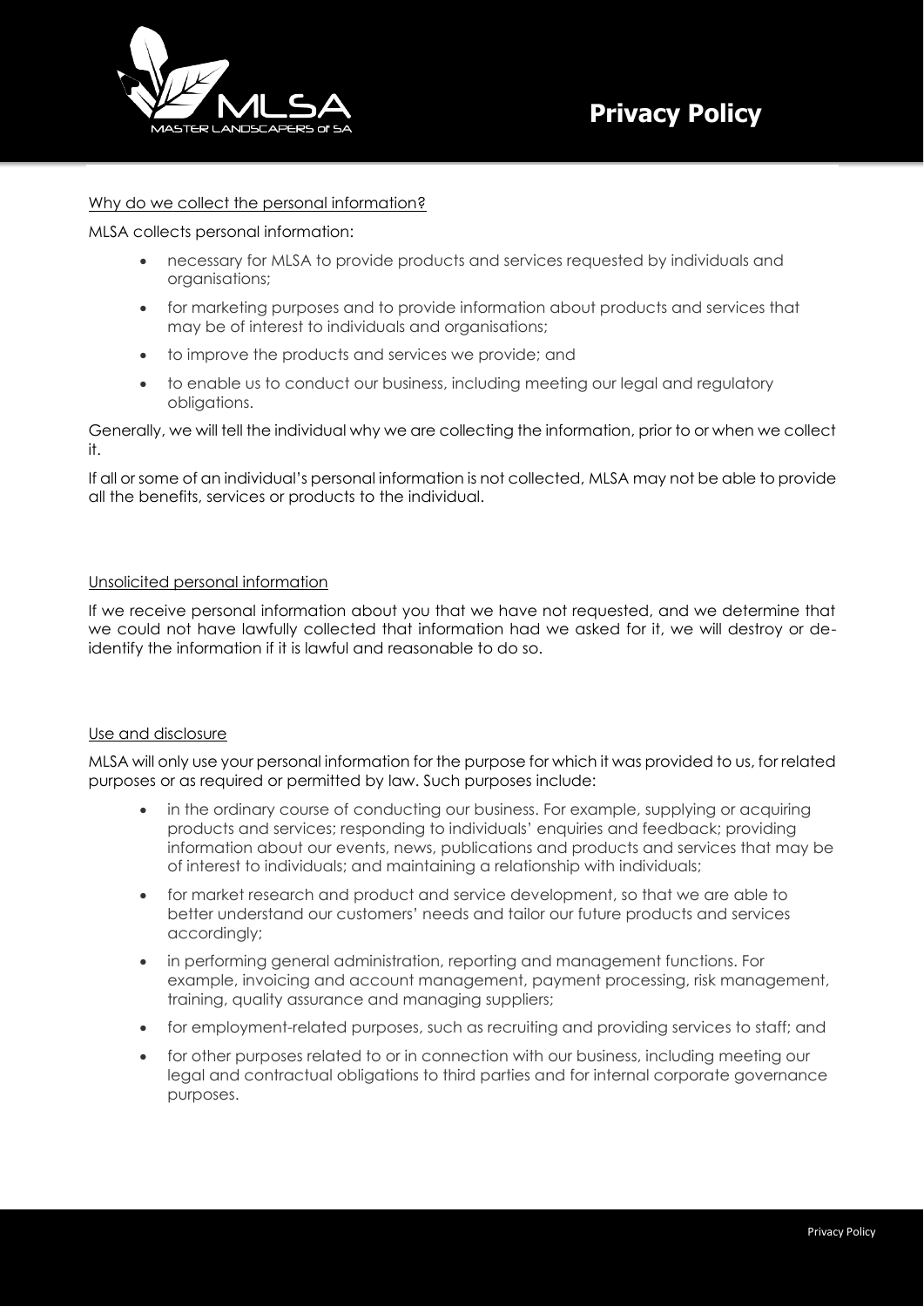Why do we collect the personal information?

MLSA collects personal information:

- necessary for MLSA to provide products and services requested by individuals and organisations;
- for marketing purposes and to provide information about products and services that may be of interest to individuals and organisations;
- to improve the products and services we provide; and
- to enable us to conduct our business, including meeting our legal and regulatory obligations.

Generally, we will tell the individual why we are collecting the information, prior to or when we collect it.

If all or some of an individual's personal information is not collected, MLSA may not be able to provide all the benefits, services or products to the individual.

Unsolicited personal information

If we receive personal information about you that we have not requested, and we determine that we could not have lawfully collected that information had we asked for it, we will destroy or de-identify the information if it is lawful and reasonable to do so.

Use and disclosure

MLSA will only use your personal information for the purpose for which it was provided to us, for related purposes or as required or permitted by law. Such purposes include:

- in the ordinary course of conducting our business. For example, supplying or acquiring products and services; responding to individuals' enquiries and feedback; providing information about our events, news, publications and products and services that may be of interest to individuals; and maintaining a relationship with individuals;
- for market research and product and service development, so that we are able to better understand our customers' needs and tailor our future products and services accordingly;
- in performing general administration, reporting and management functions. For example, invoicing and account management, payment processing, risk management, training, quality assurance and managing suppliers;
- for employment-related purposes, such as recruiting and providing services to staff; and
- for other purposes related to or in connection with our business, including meeting our legal and contractual obligations to third parties and for internal corporate governance purposes.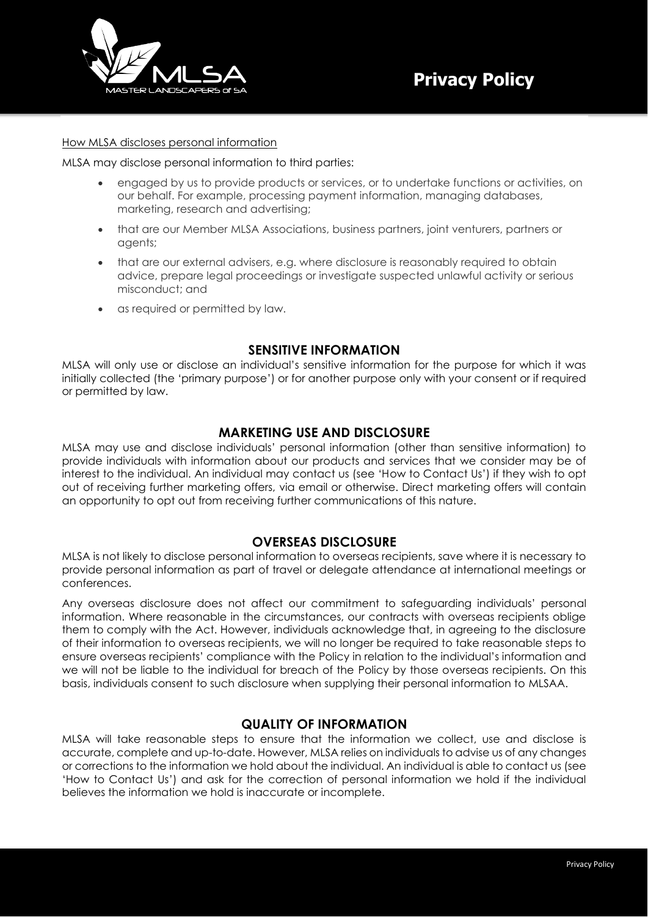How MLSA discloses personal information

MLSA may disclose personal information to third parties:

- engaged by us to provide products or services, or to undertake functions or activities, on our behalf. For example, processing payment information, managing databases, marketing, research and advertising;
- that are our Member MLSA Associations, business partners, joint venturers, partners or agents;
- that are our external advisers, e.g. where disclosure is reasonably required to obtain advice, prepare legal proceedings or investigate suspected unlawful activity or serious misconduct; and
- as required or permitted by law.

## SENSITIVE INFORMATION

MLSA will only use or disclose an individual's sensitive information for the purpose for which it was initially collected (the 'primary purpose') or for another purpose only with your consent or if required or permitted by law.

## MARKETING USE AND DISCLOSURE

MLSA may use and disclose individuals' personal information (other than sensitive information) to provide individuals with information about our products and services that we consider may be of interest to the individual. An individual may contact us (see 'How to Contact Us') if they wish to opt out of receiving further marketing offers, via email or otherwise. Direct marketing offers will contain an opportunity to opt out from receiving further communications of this nature.

## OVERSEAS DISCLOSURE

MLSA is not likely to disclose personal information to overseas recipients, save where it is necessary to provide personal information as part of travel or delegate attendance at international meetings or conferences.

Any overseas disclosure does not affect our commitment to safeguarding individuals' personal information. Where reasonable in the circumstances, our contracts with overseas recipients oblige them to comply with the Act. However, individuals acknowledge that, in agreeing to the disclosure of their information to overseas recipients, we will no longer be required to take reasonable steps to ensure overseas recipients' compliance with the Policy in relation to the individual's information and we will not be liable to the individual for breach of the Policy by those overseas recipients. On this basis, individuals consent to such disclosure when supplying their personal information to MLSAA.

## QUALITY OF INFORMATION

MLSA will take reasonable steps to ensure that the information we collect, use and disclose is accurate, complete and up-to-date. However, MLSA relies on individuals to advise us of any changes or corrections to the information we hold about the individual. An individual is able to contact us (see 'How to Contact Us') and ask for the correction of personal information we hold if the individual believes the information we hold is inaccurate or incomplete.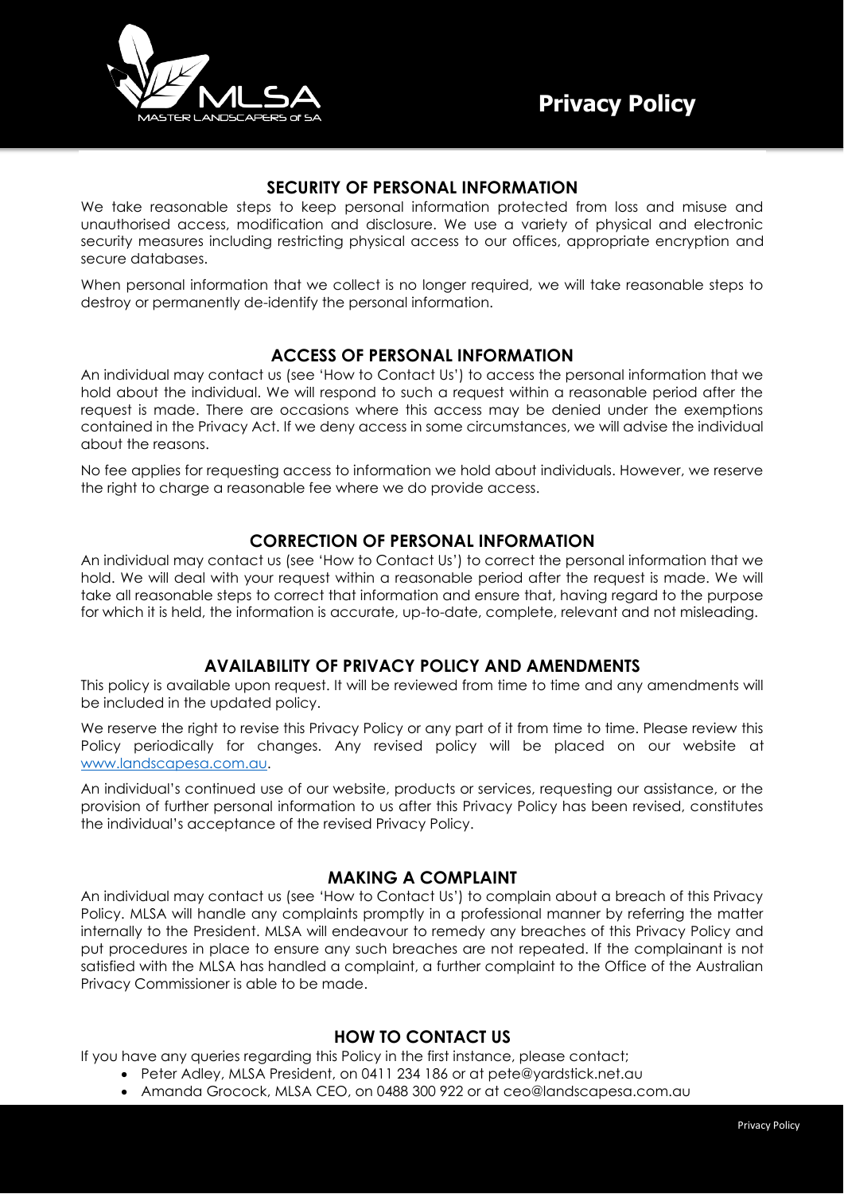## SECURITY OF PERSONAL INFORMATION

We take reasonable steps to keep personal information protected from loss and misuse and unauthorised access, modification and disclosure. We use a variety of physical and electronic security measures including restricting physical access to our offices, appropriate encryption and secure databases.

When personal information that we collect is no longer required, we will take reasonable steps to destroy or permanently de-identify the personal information.

## ACCESS OF PERSONAL INFORMATION

An individual may contact us (see 'How to Contact Us') to access the personal information that we hold about the individual. We will respond to such a request within a reasonable period after the request is made. There are occasions where this access may be denied under the exemptions contained in the Privacy Act. If we deny access in some circumstances, we will advise the individual about the reasons.

No fee applies for requesting access to information we hold about individuals. However, we reserve the right to charge a reasonable fee where we do provide access.

## CORRECTION OF PERSONAL INFORMATION

An individual may contact us (see 'How to Contact Us') to correct the personal information that we hold. We will deal with your request within a reasonable period after the request is made. We will take all reasonable steps to correct that information and ensure that, having regard to the purpose for which it is held, the information is accurate, up-to-date, complete, relevant and not misleading.

## AVAILABILITY OF PRIVACY POLICY AND AMENDMENTS

This policy is available upon request. It will be reviewed from time to time and any amendments will be included in the updated policy.

We reserve the right to revise this Privacy Policy or any part of it from time to time. Please review this Policy periodically for changes. Any revised policy will be placed on our website at [www.landscapesa.com.au](http://www.landscapesa.com.au).

An individual's continued use of our website, products or services, requesting our assistance, or the provision of further personal information to us after this Privacy Policy has been revised, constitutes the individual's acceptance of the revised Privacy Policy.

## MAKING A COMPLAINT

An individual may contact us (see 'How to Contact Us') to complain about a breach of this Privacy Policy. MLSA will handle any complaints promptly in a professional manner by referring the matter internally to the President. MLSA will endeavour to remedy any breaches of this Privacy Policy and put procedures in place to ensure any such breaches are not repeated. If the complainant is not satisfied with the MLSA has handled a complaint, a further complaint to the Office of the Australian Privacy Commissioner is able to be made.

## HOW TO CONTACT US

If you have any queries regarding this Policy in the first instance, please contact;

- Peter Adley, MLSA President, on 0411 234 186 or at pete@yardstick.net.au
- Amanda Grocock, MLSA CEO, on 0488 300 922 or at ceo@landscapesa.com.au